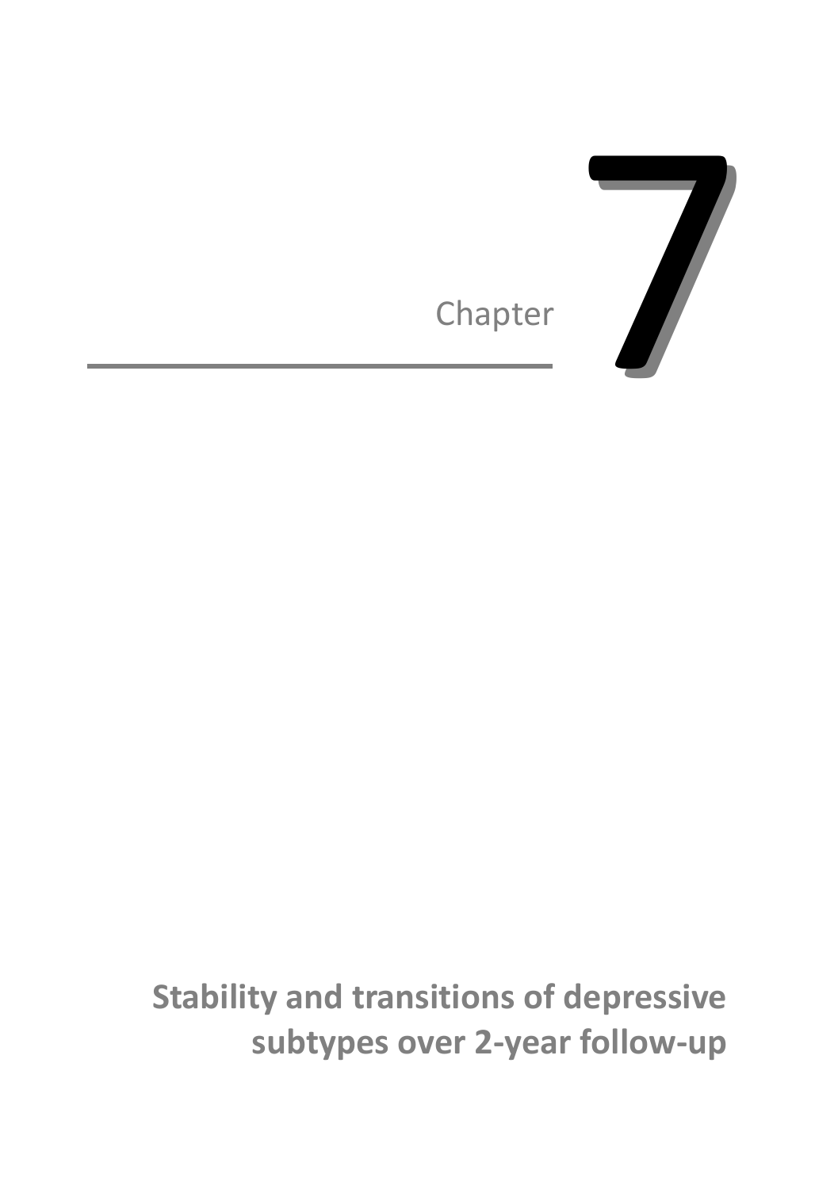# Chapter 7

## Stability and transitions of depressive subtypes over 2-year follow-up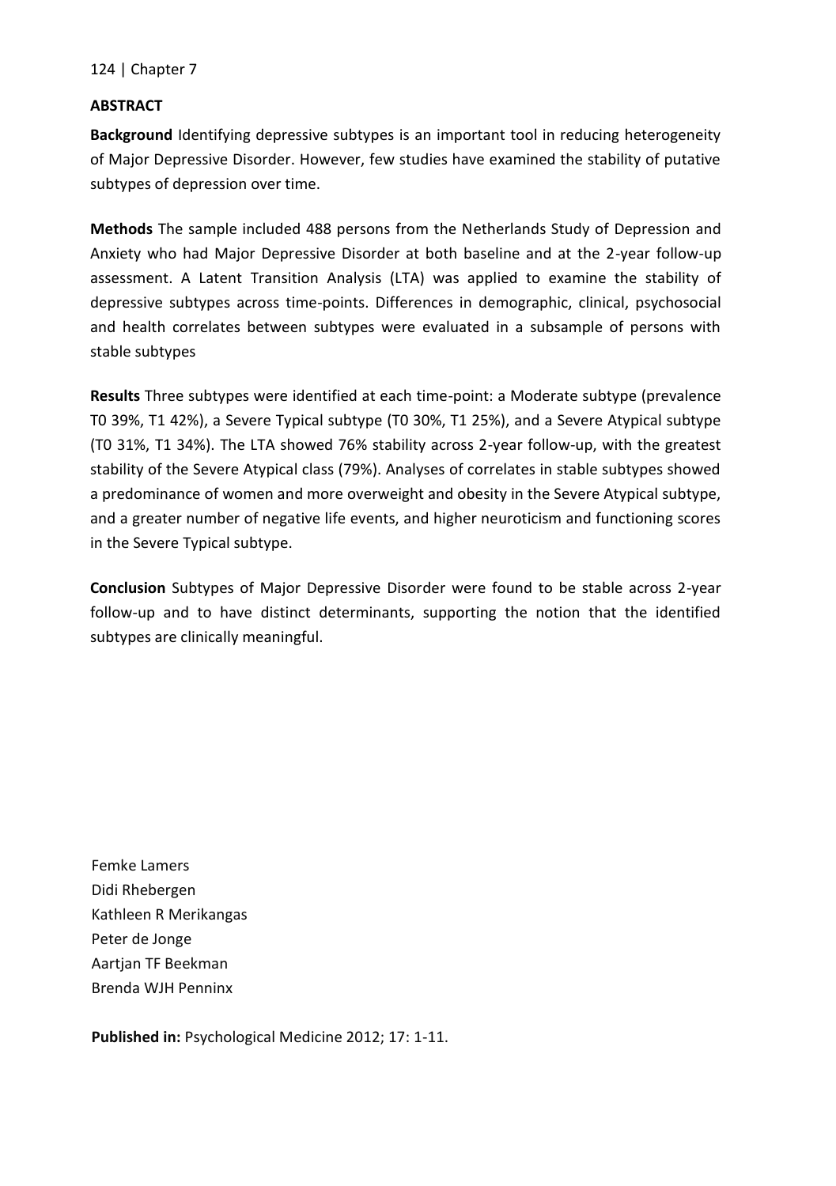## ABSTRACT

**Background** Identifying depressive subtypes is an important tool in reducing heterogeneity of Major Depressive Disorder. However, few studies have examined the stability of putative subtypes of depression over time.

**Methods** The sample included 488 persons from the Netherlands Study of Depression and Anxiety who had Major Depressive Disorder at both baseline and at the 2-year follow-up assessment. A Latent Transition Analysis (LTA) was applied to examine the stability of depressive subtypes across time-points. Differences in demographic, clinical, psychosocial and health correlates between subtypes were evaluated in a subsample of persons with stable subtypes

**Results** Three subtypes were identified at each time-point: a Moderate subtype (prevalence T0 39%, T1 42%), a Severe Typical subtype (T0 30%, T1 25%), and a Severe Atypical subtype (T0 31%, T1 34%). The LTA showed 76% stability across 2-year follow-up, with the greatest stability of the Severe Atypical class (79%). Analyses of correlates in stable subtypes showed a predominance of women and more overweight and obesity in the Severe Atypical subtype, and a greater number of negative life events, and higher neuroticism and functioning scores in the Severe Typical subtype.

**Conclusion** Subtypes of Major Depressive Disorder were found to be stable across 2-year follow-up and to have distinct determinants, supporting the notion that the identified subtypes are clinically meaningful.

Femke Lamers
Didi Rhebergen
Kathleen R Merikangas
Peter de Jonge
Aartjan TF Beekman
Brenda WJH Penninx

**Published in:** Psychological Medicine 2012; 17: 1-11.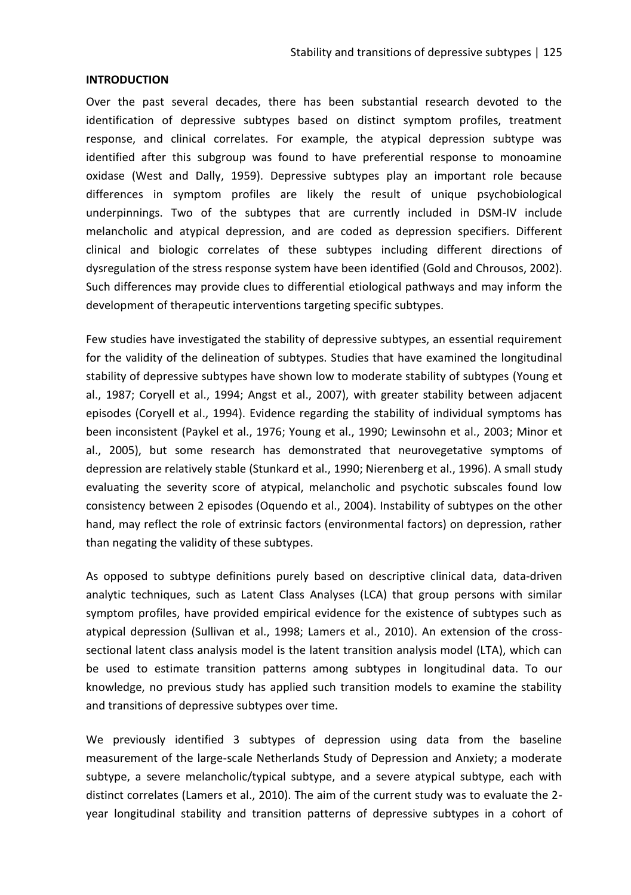## INTRODUCTION

Over the past several decades, there has been substantial research devoted to the identification of depressive subtypes based on distinct symptom profiles, treatment response, and clinical correlates. For example, the atypical depression subtype was identified after this subgroup was found to have preferential response to monoamine oxidase (West and Dally, 1959). Depressive subtypes play an important role because differences in symptom profiles are likely the result of unique psychobiological underpinnings. Two of the subtypes that are currently included in DSM-IV include melancholic and atypical depression, and are coded as depression specifiers. Different clinical and biologic correlates of these subtypes including different directions of dysregulation of the stress response system have been identified (Gold and Chrousos, 2002). Such differences may provide clues to differential etiological pathways and may inform the development of therapeutic interventions targeting specific subtypes.

Few studies have investigated the stability of depressive subtypes, an essential requirement for the validity of the delineation of subtypes. Studies that have examined the longitudinal stability of depressive subtypes have shown low to moderate stability of subtypes (Young et al., 1987; Coryell et al., 1994; Angst et al., 2007), with greater stability between adjacent episodes (Coryell et al., 1994). Evidence regarding the stability of individual symptoms has been inconsistent (Paykel et al., 1976; Young et al., 1990; Lewinsohn et al., 2003; Minor et al., 2005), but some research has demonstrated that neurovegetative symptoms of depression are relatively stable (Stunkard et al., 1990; Nierenberg et al., 1996). A small study evaluating the severity score of atypical, melancholic and psychotic subscales found low consistency between 2 episodes (Oquendo et al., 2004). Instability of subtypes on the other hand, may reflect the role of extrinsic factors (environmental factors) on depression, rather than negating the validity of these subtypes.

As opposed to subtype definitions purely based on descriptive clinical data, data-driven analytic techniques, such as Latent Class Analyses (LCA) that group persons with similar symptom profiles, have provided empirical evidence for the existence of subtypes such as atypical depression (Sullivan et al., 1998; Lamers et al., 2010). An extension of the cross-sectional latent class analysis model is the latent transition analysis model (LTA), which can be used to estimate transition patterns among subtypes in longitudinal data. To our knowledge, no previous study has applied such transition models to examine the stability and transitions of depressive subtypes over time.

We previously identified 3 subtypes of depression using data from the baseline measurement of the large-scale Netherlands Study of Depression and Anxiety; a moderate subtype, a severe melancholic/typical subtype, and a severe atypical subtype, each with distinct correlates (Lamers et al., 2010). The aim of the current study was to evaluate the 2-year longitudinal stability and transition patterns of depressive subtypes in a cohort of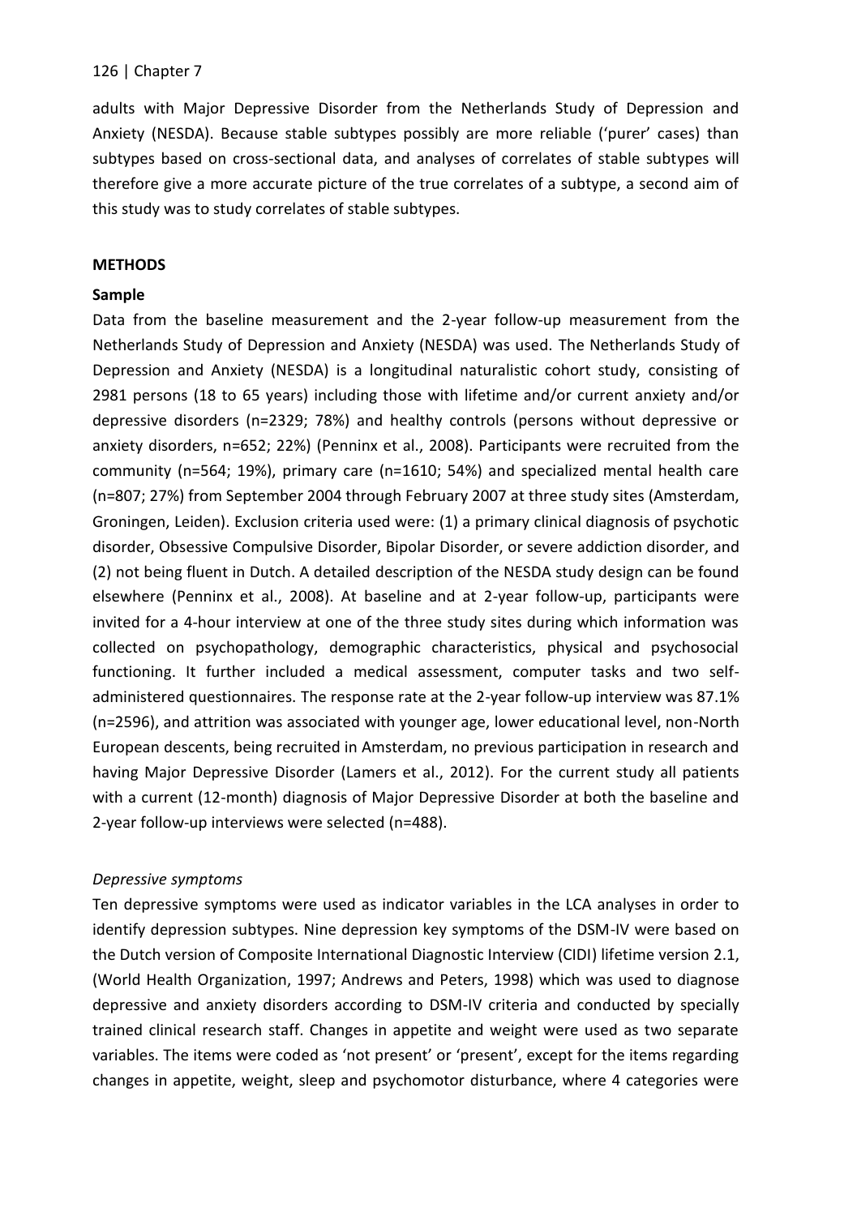adults with Major Depressive Disorder from the Netherlands Study of Depression and Anxiety (NESDA). Because stable subtypes possibly are more reliable ('purer' cases) than subtypes based on cross-sectional data, and analyses of correlates of stable subtypes will therefore give a more accurate picture of the true correlates of a subtype, a second aim of this study was to study correlates of stable subtypes.

## METHODS

### Sample

Data from the baseline measurement and the 2-year follow-up measurement from the Netherlands Study of Depression and Anxiety (NESDA) was used. The Netherlands Study of Depression and Anxiety (NESDA) is a longitudinal naturalistic cohort study, consisting of 2981 persons (18 to 65 years) including those with lifetime and/or current anxiety and/or depressive disorders (n=2329; 78%) and healthy controls (persons without depressive or anxiety disorders, n=652; 22%) (Penninx et al., 2008). Participants were recruited from the community (n=564; 19%), primary care (n=1610; 54%) and specialized mental health care (n=807; 27%) from September 2004 through February 2007 at three study sites (Amsterdam, Groningen, Leiden). Exclusion criteria used were: (1) a primary clinical diagnosis of psychotic disorder, Obsessive Compulsive Disorder, Bipolar Disorder, or severe addiction disorder, and (2) not being fluent in Dutch. A detailed description of the NESDA study design can be found elsewhere (Penninx et al., 2008). At baseline and at 2-year follow-up, participants were invited for a 4-hour interview at one of the three study sites during which information was collected on psychopathology, demographic characteristics, physical and psychosocial functioning. It further included a medical assessment, computer tasks and two self-administered questionnaires. The response rate at the 2-year follow-up interview was 87.1% (n=2596), and attrition was associated with younger age, lower educational level, non-North European descents, being recruited in Amsterdam, no previous participation in research and having Major Depressive Disorder (Lamers et al., 2012). For the current study all patients with a current (12-month) diagnosis of Major Depressive Disorder at both the baseline and 2-year follow-up interviews were selected (n=488).

#### *Depressive symptoms*

Ten depressive symptoms were used as indicator variables in the LCA analyses in order to identify depression subtypes. Nine depression key symptoms of the DSM-IV were based on the Dutch version of Composite International Diagnostic Interview (CIDI) lifetime version 2.1, (World Health Organization, 1997; Andrews and Peters, 1998) which was used to diagnose depressive and anxiety disorders according to DSM-IV criteria and conducted by specially trained clinical research staff. Changes in appetite and weight were used as two separate variables. The items were coded as 'not present' or 'present', except for the items regarding changes in appetite, weight, sleep and psychomotor disturbance, where 4 categories were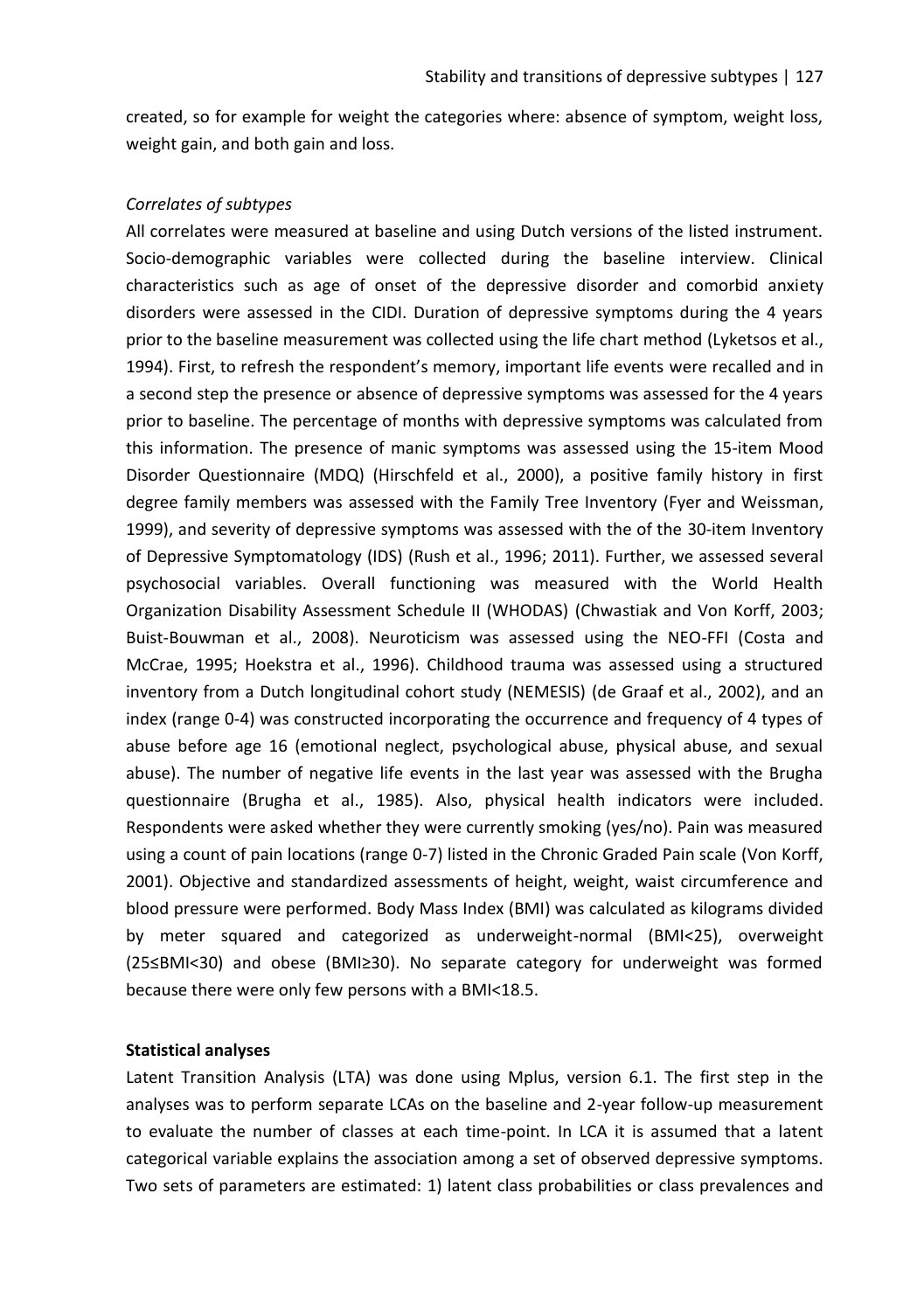created, so for example for weight the categories where: absence of symptom, weight loss, weight gain, and both gain and loss.

*Correlates of subtypes*

All correlates were measured at baseline and using Dutch versions of the listed instrument. Socio-demographic variables were collected during the baseline interview. Clinical characteristics such as age of onset of the depressive disorder and comorbid anxiety disorders were assessed in the CIDI. Duration of depressive symptoms during the 4 years prior to the baseline measurement was collected using the life chart method (Lyketsos et al., 1994). First, to refresh the respondent's memory, important life events were recalled and in a second step the presence or absence of depressive symptoms was assessed for the 4 years prior to baseline. The percentage of months with depressive symptoms was calculated from this information. The presence of manic symptoms was assessed using the 15-item Mood Disorder Questionnaire (MDQ) (Hirschfeld et al., 2000), a positive family history in first degree family members was assessed with the Family Tree Inventory (Fyer and Weissman, 1999), and severity of depressive symptoms was assessed with the of the 30-item Inventory of Depressive Symptomatology (IDS) (Rush et al., 1996; 2011). Further, we assessed several psychosocial variables. Overall functioning was measured with the World Health Organization Disability Assessment Schedule II (WHODAS) (Chwastiak and Von Korff, 2003; Buist-Bouwman et al., 2008). Neuroticism was assessed using the NEO-FFI (Costa and McCrae, 1995; Hoekstra et al., 1996). Childhood trauma was assessed using a structured inventory from a Dutch longitudinal cohort study (NEMESIS) (de Graaf et al., 2002), and an index (range 0-4) was constructed incorporating the occurrence and frequency of 4 types of abuse before age 16 (emotional neglect, psychological abuse, physical abuse, and sexual abuse). The number of negative life events in the last year was assessed with the Brugha questionnaire (Brugha et al., 1985). Also, physical health indicators were included. Respondents were asked whether they were currently smoking (yes/no). Pain was measured using a count of pain locations (range 0-7) listed in the Chronic Graded Pain scale (Von Korff, 2001). Objective and standardized assessments of height, weight, waist circumference and blood pressure were performed. Body Mass Index (BMI) was calculated as kilograms divided by meter squared and categorized as underweight-normal (BMI<25), overweight (25≤BMI<30) and obese (BMI≥30). No separate category for underweight was formed because there were only few persons with a BMI<18.5.

**Statistical analyses**

Latent Transition Analysis (LTA) was done using Mplus, version 6.1. The first step in the analyses was to perform separate LCAs on the baseline and 2-year follow-up measurement to evaluate the number of classes at each time-point. In LCA it is assumed that a latent categorical variable explains the association among a set of observed depressive symptoms. Two sets of parameters are estimated: 1) latent class probabilities or class prevalences and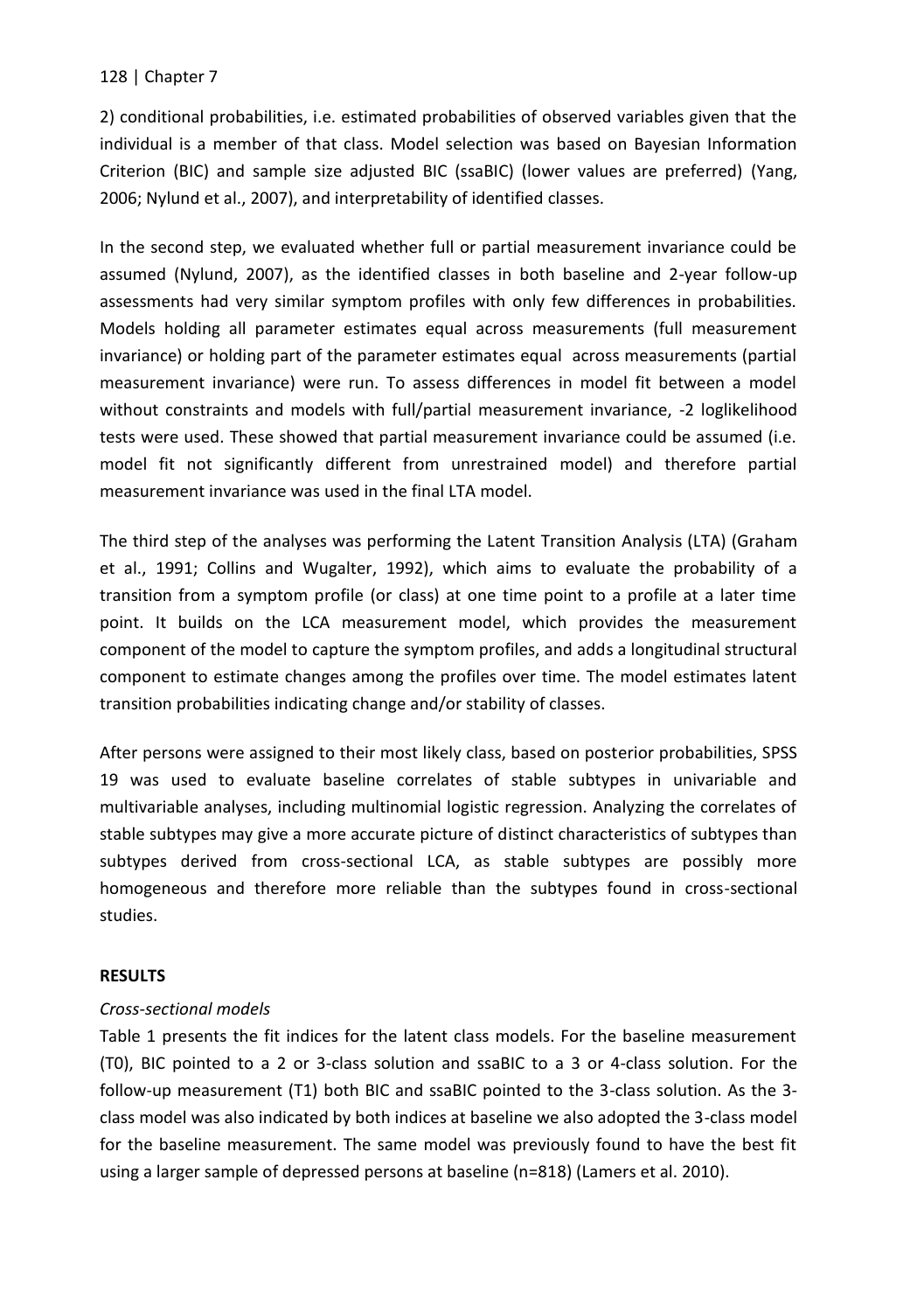2) conditional probabilities, i.e. estimated probabilities of observed variables given that the individual is a member of that class. Model selection was based on Bayesian Information Criterion (BIC) and sample size adjusted BIC (ssaBIC) (lower values are preferred) (Yang, 2006; Nylund et al., 2007), and interpretability of identified classes.

In the second step, we evaluated whether full or partial measurement invariance could be assumed (Nylund, 2007), as the identified classes in both baseline and 2-year follow-up assessments had very similar symptom profiles with only few differences in probabilities. Models holding all parameter estimates equal across measurements (full measurement invariance) or holding part of the parameter estimates equal across measurements (partial measurement invariance) were run. To assess differences in model fit between a model without constraints and models with full/partial measurement invariance, -2 loglikelihood tests were used. These showed that partial measurement invariance could be assumed (i.e. model fit not significantly different from unrestrained model) and therefore partial measurement invariance was used in the final LTA model.

The third step of the analyses was performing the Latent Transition Analysis (LTA) (Graham et al., 1991; Collins and Wugalter, 1992), which aims to evaluate the probability of a transition from a symptom profile (or class) at one time point to a profile at a later time point. It builds on the LCA measurement model, which provides the measurement component of the model to capture the symptom profiles, and adds a longitudinal structural component to estimate changes among the profiles over time. The model estimates latent transition probabilities indicating change and/or stability of classes.

After persons were assigned to their most likely class, based on posterior probabilities, SPSS 19 was used to evaluate baseline correlates of stable subtypes in univariable and multivariable analyses, including multinomial logistic regression. Analyzing the correlates of stable subtypes may give a more accurate picture of distinct characteristics of subtypes than subtypes derived from cross-sectional LCA, as stable subtypes are possibly more homogeneous and therefore more reliable than the subtypes found in cross-sectional studies.

## RESULTS

### *Cross-sectional models*

Table 1 presents the fit indices for the latent class models. For the baseline measurement (T0), BIC pointed to a 2 or 3-class solution and ssaBIC to a 3 or 4-class solution. For the follow-up measurement (T1) both BIC and ssaBIC pointed to the 3-class solution. As the 3-class model was also indicated by both indices at baseline we also adopted the 3-class model for the baseline measurement. The same model was previously found to have the best fit using a larger sample of depressed persons at baseline (n=818) (Lamers et al. 2010).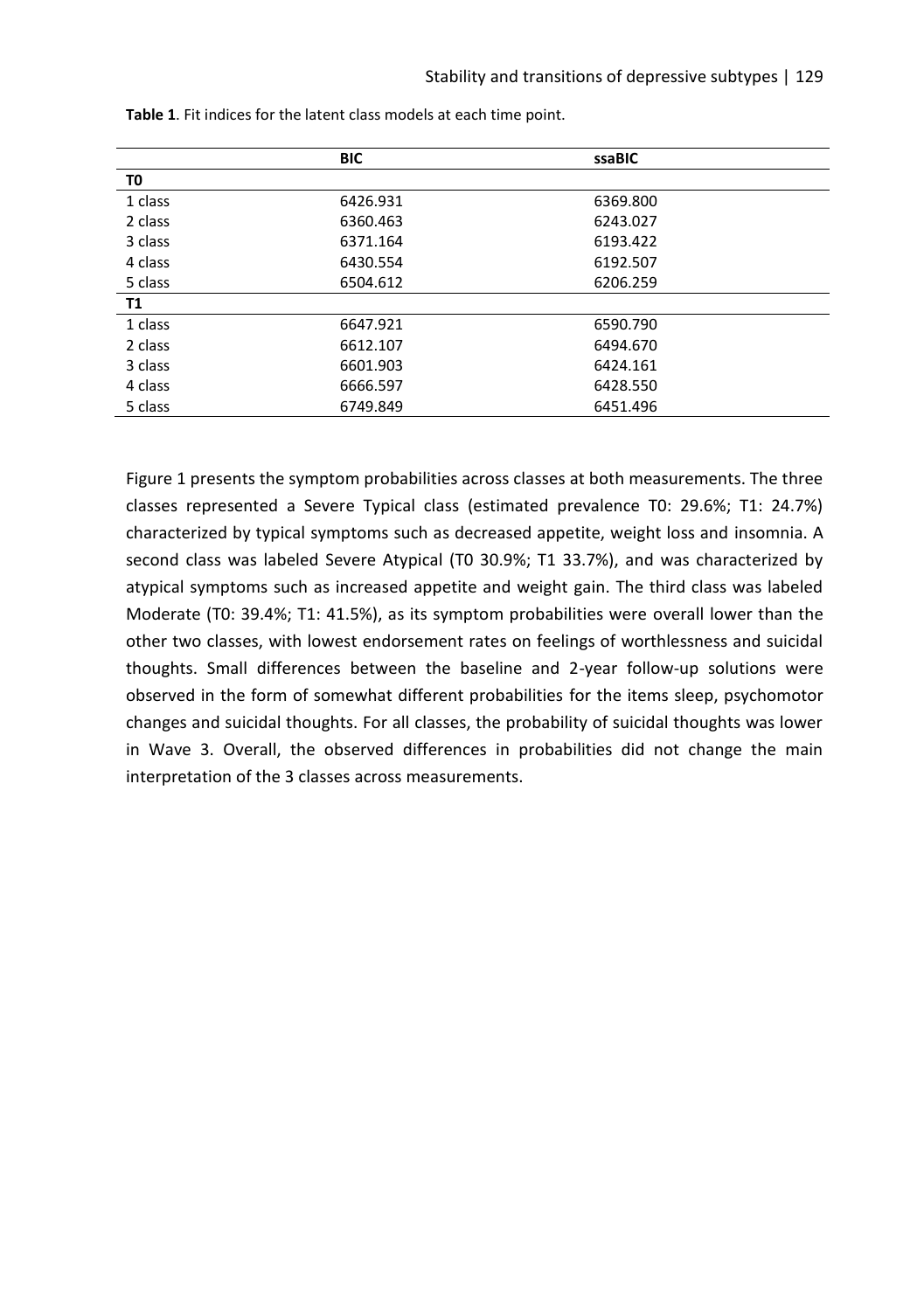**Table 1**. Fit indices for the latent class models at each time point.

| | BIC | ssaBIC |
|---|---|---|
| **T0** | | |
| 1 class | 6426.931 | 6369.800 |
| 2 class | 6360.463 | 6243.027 |
| 3 class | 6371.164 | 6193.422 |
| 4 class | 6430.554 | 6192.507 |
| 5 class | 6504.612 | 6206.259 |
| **T1** | | |
| 1 class | 6647.921 | 6590.790 |
| 2 class | 6612.107 | 6494.670 |
| 3 class | 6601.903 | 6424.161 |
| 4 class | 6666.597 | 6428.550 |
| 5 class | 6749.849 | 6451.496 |

Figure 1 presents the symptom probabilities across classes at both measurements. The three classes represented a Severe Typical class (estimated prevalence T0: 29.6%; T1: 24.7%) characterized by typical symptoms such as decreased appetite, weight loss and insomnia. A second class was labeled Severe Atypical (T0 30.9%; T1 33.7%), and was characterized by atypical symptoms such as increased appetite and weight gain. The third class was labeled Moderate (T0: 39.4%; T1: 41.5%), as its symptom probabilities were overall lower than the other two classes, with lowest endorsement rates on feelings of worthlessness and suicidal thoughts. Small differences between the baseline and 2-year follow-up solutions were observed in the form of somewhat different probabilities for the items sleep, psychomotor changes and suicidal thoughts. For all classes, the probability of suicidal thoughts was lower in Wave 3. Overall, the observed differences in probabilities did not change the main interpretation of the 3 classes across measurements.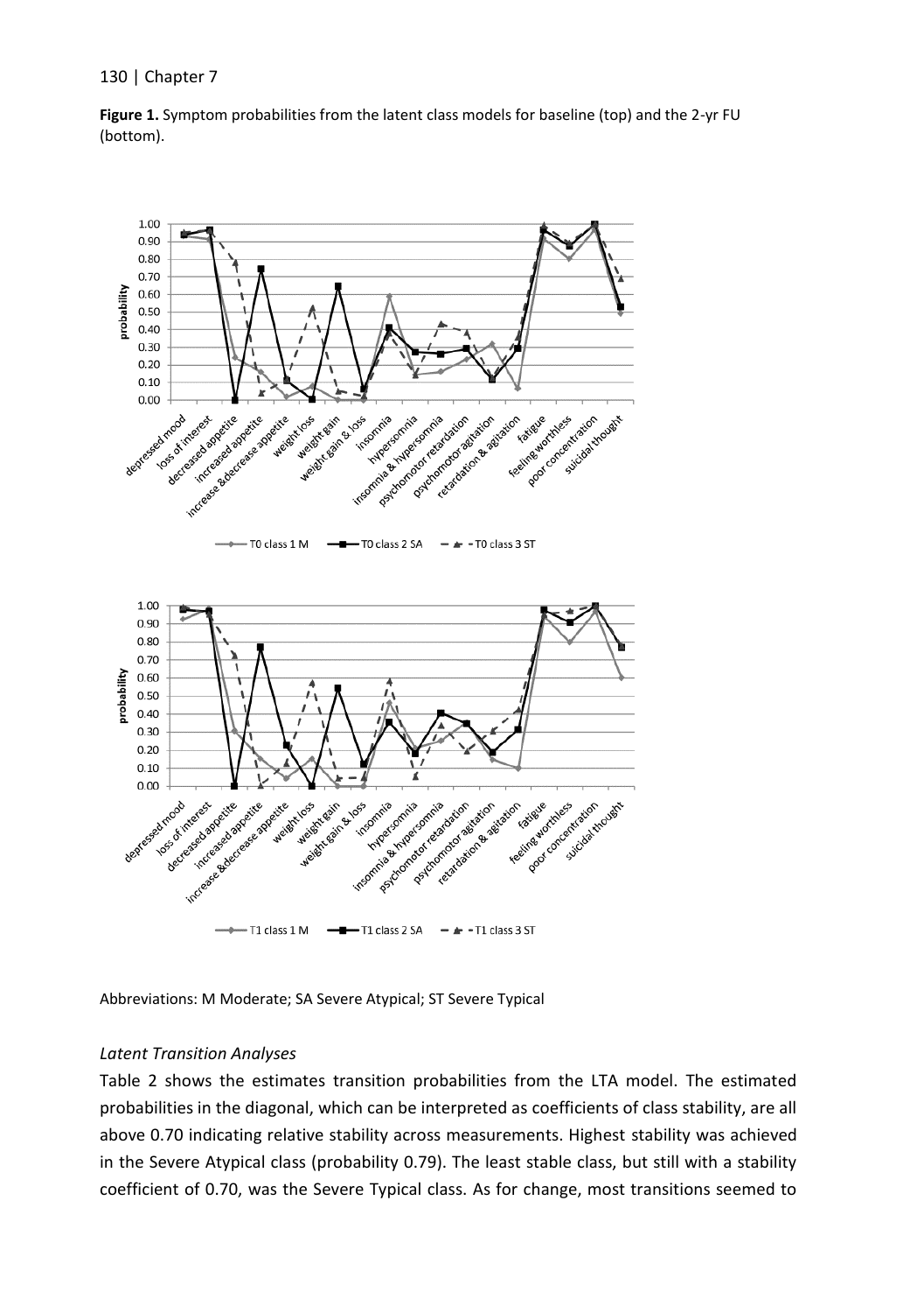**Figure 1.** Symptom probabilities from the latent class models for baseline (top) and the 2-yr FU (bottom).

Abbreviations: M Moderate; SA Severe Atypical; ST Severe Typical

### *Latent Transition Analyses*

Table 2 shows the estimates transition probabilities from the LTA model. The estimated probabilities in the diagonal, which can be interpreted as coefficients of class stability, are all above 0.70 indicating relative stability across measurements. Highest stability was achieved in the Severe Atypical class (probability 0.79). The least stable class, but still with a stability coefficient of 0.70, was the Severe Typical class. As for change, most transitions seemed to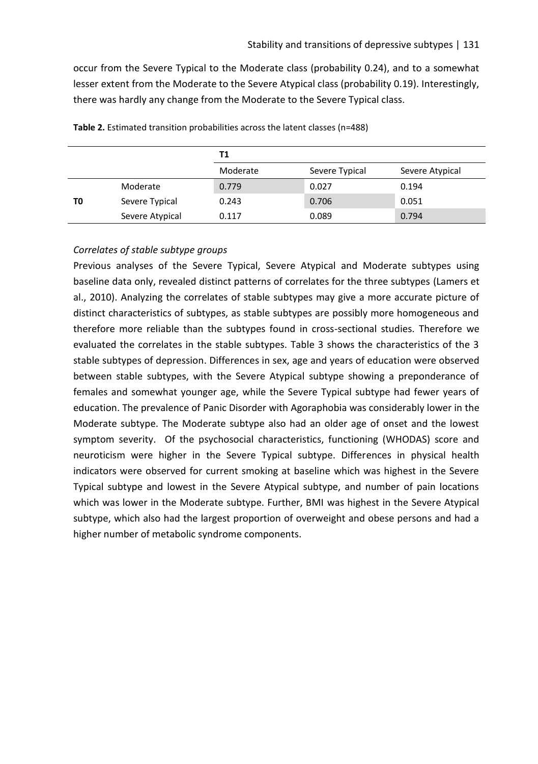occur from the Severe Typical to the Moderate class (probability 0.24), and to a somewhat lesser extent from the Moderate to the Severe Atypical class (probability 0.19). Interestingly, there was hardly any change from the Moderate to the Severe Typical class.

**Table 2.** Estimated transition probabilities across the latent classes (n=488)

| | | T1 | | |
|---|---|---|---|---|
| | | Moderate | Severe Typical | Severe Atypical |
| T0 | Moderate | 0.779 | 0.027 | 0.194 |
| | Severe Typical | 0.243 | 0.706 | 0.051 |
| | Severe Atypical | 0.117 | 0.089 | 0.794 |

*Correlates of stable subtype groups*

Previous analyses of the Severe Typical, Severe Atypical and Moderate subtypes using baseline data only, revealed distinct patterns of correlates for the three subtypes (Lamers et al., 2010). Analyzing the correlates of stable subtypes may give a more accurate picture of distinct characteristics of subtypes, as stable subtypes are possibly more homogeneous and therefore more reliable than the subtypes found in cross-sectional studies. Therefore we evaluated the correlates in the stable subtypes. Table 3 shows the characteristics of the 3 stable subtypes of depression. Differences in sex, age and years of education were observed between stable subtypes, with the Severe Atypical subtype showing a preponderance of females and somewhat younger age, while the Severe Typical subtype had fewer years of education. The prevalence of Panic Disorder with Agoraphobia was considerably lower in the Moderate subtype. The Moderate subtype also had an older age of onset and the lowest symptom severity. Of the psychosocial characteristics, functioning (WHODAS) score and neuroticism were higher in the Severe Typical subtype. Differences in physical health indicators were observed for current smoking at baseline which was highest in the Severe Typical subtype and lowest in the Severe Atypical subtype, and number of pain locations which was lower in the Moderate subtype. Further, BMI was highest in the Severe Atypical subtype, which also had the largest proportion of overweight and obese persons and had a higher number of metabolic syndrome components.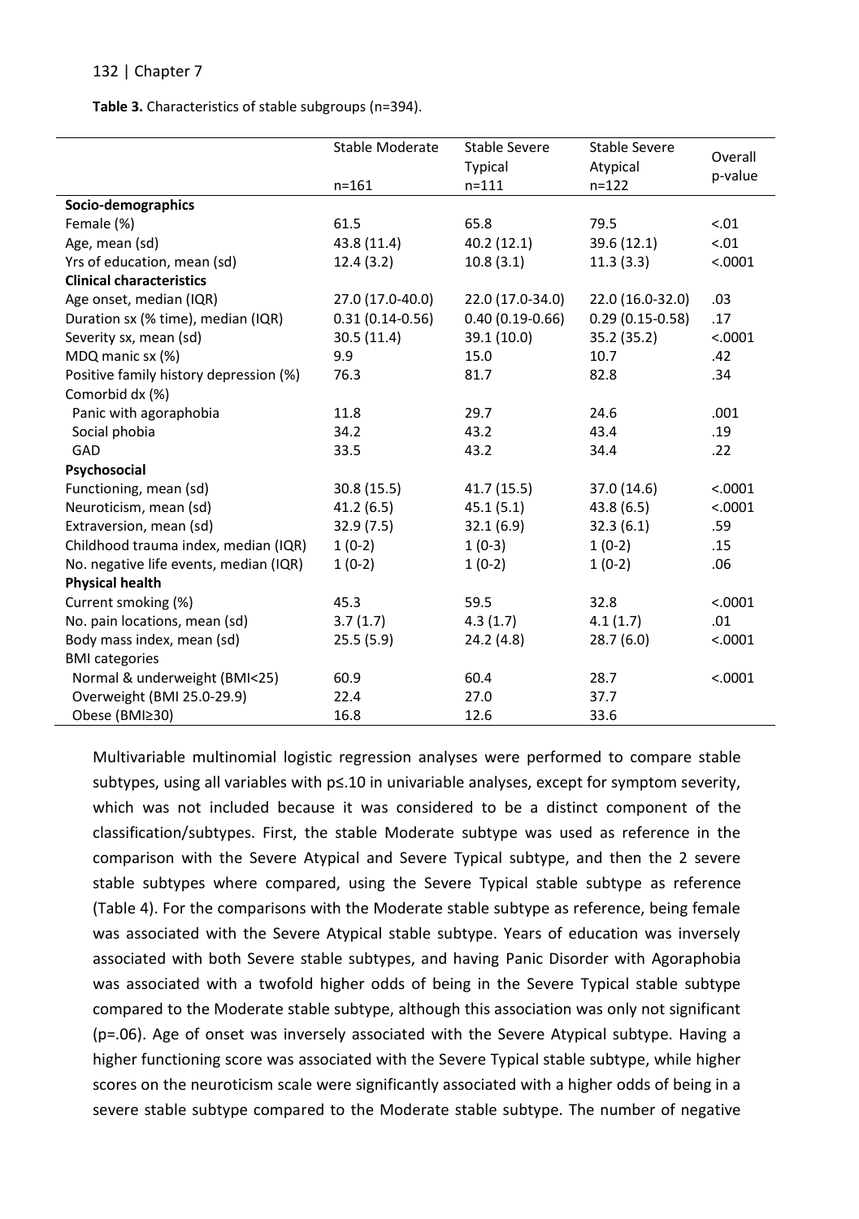**Table 3.** Characteristics of stable subgroups (n=394).

| | Stable Moderate<br>n=161 | Stable Severe Typical<br>n=111 | Stable Severe Atypical<br>n=122 | Overall p-value |
|---|---|---|---|---|
| **Socio-demographics** | | | | |
| Female (%) | 61.5 | 65.8 | 79.5 | <.01 |
| Age, mean (sd) | 43.8 (11.4) | 40.2 (12.1) | 39.6 (12.1) | <.01 |
| Yrs of education, mean (sd) | 12.4 (3.2) | 10.8 (3.1) | 11.3 (3.3) | <.0001 |
| **Clinical characteristics** | | | | |
| Age onset, median (IQR) | 27.0 (17.0-40.0) | 22.0 (17.0-34.0) | 22.0 (16.0-32.0) | .03 |
| Duration sx (% time), median (IQR) | 0.31 (0.14-0.56) | 0.40 (0.19-0.66) | 0.29 (0.15-0.58) | .17 |
| Severity sx, mean (sd) | 30.5 (11.4) | 39.1 (10.0) | 35.2 (35.2) | <.0001 |
| MDQ manic sx (%) | 9.9 | 15.0 | 10.7 | .42 |
| Positive family history depression (%) | 76.3 | 81.7 | 82.8 | .34 |
| Comorbid dx (%) | | | | |
| Panic with agoraphobia | 11.8 | 29.7 | 24.6 | .001 |
| Social phobia | 34.2 | 43.2 | 43.4 | .19 |
| GAD | 33.5 | 43.2 | 34.4 | .22 |
| **Psychosocial** | | | | |
| Functioning, mean (sd) | 30.8 (15.5) | 41.7 (15.5) | 37.0 (14.6) | <.0001 |
| Neuroticism, mean (sd) | 41.2 (6.5) | 45.1 (5.1) | 43.8 (6.5) | <.0001 |
| Extraversion, mean (sd) | 32.9 (7.5) | 32.1 (6.9) | 32.3 (6.1) | .59 |
| Childhood trauma index, median (IQR) | 1 (0-2) | 1 (0-3) | 1 (0-2) | .15 |
| No. negative life events, median (IQR) | 1 (0-2) | 1 (0-2) | 1 (0-2) | .06 |
| **Physical health** | | | | |
| Current smoking (%) | 45.3 | 59.5 | 32.8 | <.0001 |
| No. pain locations, mean (sd) | 3.7 (1.7) | 4.3 (1.7) | 4.1 (1.7) | .01 |
| Body mass index, mean (sd) | 25.5 (5.9) | 24.2 (4.8) | 28.7 (6.0) | <.0001 |
| BMI categories | | | | |
| Normal & underweight (BMI<25) | 60.9 | 60.4 | 28.7 | <.0001 |
| Overweight (BMI 25.0-29.9) | 22.4 | 27.0 | 37.7 | |
| Obese (BMI≥30) | 16.8 | 12.6 | 33.6 | |

Multivariable multinomial logistic regression analyses were performed to compare stable subtypes, using all variables with p≤.10 in univariable analyses, except for symptom severity, which was not included because it was considered to be a distinct component of the classification/subtypes. First, the stable Moderate subtype was used as reference in the comparison with the Severe Atypical and Severe Typical subtype, and then the 2 severe stable subtypes where compared, using the Severe Typical stable subtype as reference (Table 4). For the comparisons with the Moderate stable subtype as reference, being female was associated with the Severe Atypical stable subtype. Years of education was inversely associated with both Severe stable subtypes, and having Panic Disorder with Agoraphobia was associated with a twofold higher odds of being in the Severe Typical stable subtype compared to the Moderate stable subtype, although this association was only not significant (p=.06). Age of onset was inversely associated with the Severe Atypical subtype. Having a higher functioning score was associated with the Severe Typical stable subtype, while higher scores on the neuroticism scale were significantly associated with a higher odds of being in a severe stable subtype compared to the Moderate stable subtype. The number of negative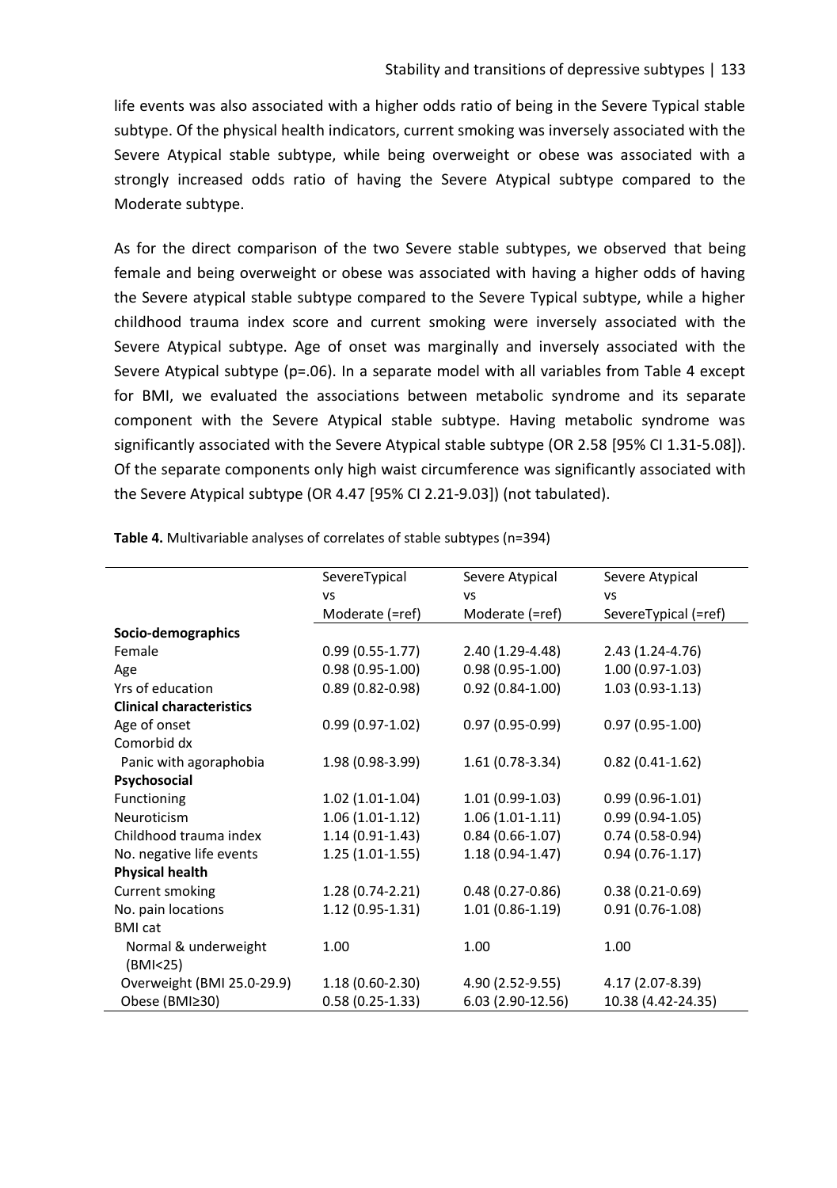life events was also associated with a higher odds ratio of being in the Severe Typical stable subtype. Of the physical health indicators, current smoking was inversely associated with the Severe Atypical stable subtype, while being overweight or obese was associated with a strongly increased odds ratio of having the Severe Atypical subtype compared to the Moderate subtype.

As for the direct comparison of the two Severe stable subtypes, we observed that being female and being overweight or obese was associated with having a higher odds of having the Severe atypical stable subtype compared to the Severe Typical subtype, while a higher childhood trauma index score and current smoking were inversely associated with the Severe Atypical subtype. Age of onset was marginally and inversely associated with the Severe Atypical subtype (p=.06). In a separate model with all variables from Table 4 except for BMI, we evaluated the associations between metabolic syndrome and its separate component with the Severe Atypical stable subtype. Having metabolic syndrome was significantly associated with the Severe Atypical stable subtype (OR 2.58 [95% CI 1.31-5.08]). Of the separate components only high waist circumference was significantly associated with the Severe Atypical subtype (OR 4.47 [95% CI 2.21-9.03]) (not tabulated).

**Table 4.** Multivariable analyses of correlates of stable subtypes (n=394)

| | SevereTypical vs Moderate (=ref) | Severe Atypical vs Moderate (=ref) | Severe Atypical vs SevereTypical (=ref) |
|---|---|---|---|
| **Socio-demographics** | | | |
| Female | 0.99 (0.55-1.77) | 2.40 (1.29-4.48) | 2.43 (1.24-4.76) |
| Age | 0.98 (0.95-1.00) | 0.98 (0.95-1.00) | 1.00 (0.97-1.03) |
| Yrs of education | 0.89 (0.82-0.98) | 0.92 (0.84-1.00) | 1.03 (0.93-1.13) |
| **Clinical characteristics** | | | |
| Age of onset | 0.99 (0.97-1.02) | 0.97 (0.95-0.99) | 0.97 (0.95-1.00) |
| Comorbid dx | | | |
| Panic with agoraphobia | 1.98 (0.98-3.99) | 1.61 (0.78-3.34) | 0.82 (0.41-1.62) |
| **Psychosocial** | | | |
| Functioning | 1.02 (1.01-1.04) | 1.01 (0.99-1.03) | 0.99 (0.96-1.01) |
| Neuroticism | 1.06 (1.01-1.12) | 1.06 (1.01-1.11) | 0.99 (0.94-1.05) |
| Childhood trauma index | 1.14 (0.91-1.43) | 0.84 (0.66-1.07) | 0.74 (0.58-0.94) |
| No. negative life events | 1.25 (1.01-1.55) | 1.18 (0.94-1.47) | 0.94 (0.76-1.17) |
| **Physical health** | | | |
| Current smoking | 1.28 (0.74-2.21) | 0.48 (0.27-0.86) | 0.38 (0.21-0.69) |
| No. pain locations | 1.12 (0.95-1.31) | 1.01 (0.86-1.19) | 0.91 (0.76-1.08) |
| BMI cat | | | |
| Normal & underweight (BMI<25) | 1.00 | 1.00 | 1.00 |
| Overweight (BMI 25.0-29.9) | 1.18 (0.60-2.30) | 4.90 (2.52-9.55) | 4.17 (2.07-8.39) |
| Obese (BMI≥30) | 0.58 (0.25-1.33) | 6.03 (2.90-12.56) | 10.38 (4.42-24.35) |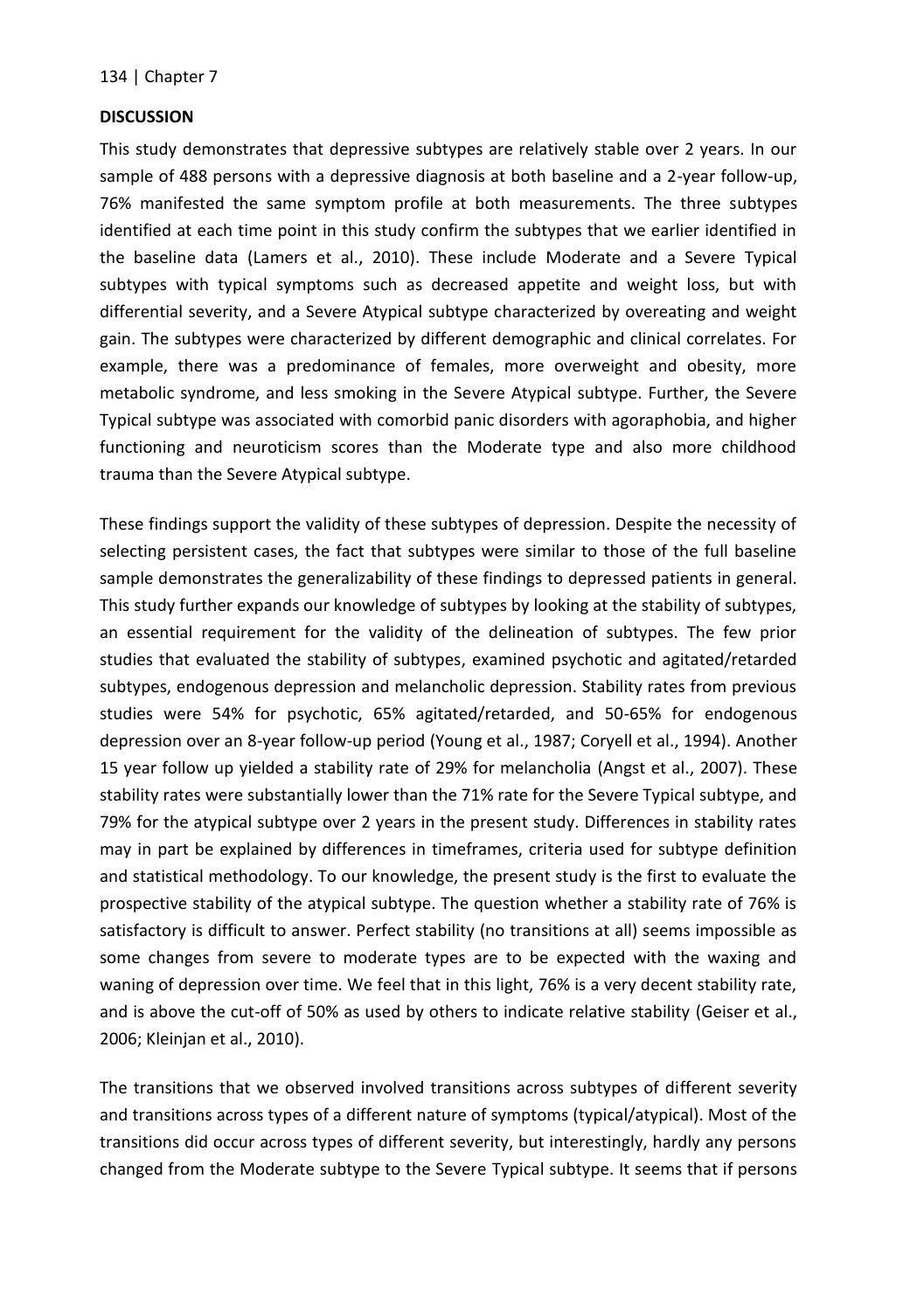## DISCUSSION

This study demonstrates that depressive subtypes are relatively stable over 2 years. In our sample of 488 persons with a depressive diagnosis at both baseline and a 2-year follow-up, 76% manifested the same symptom profile at both measurements. The three subtypes identified at each time point in this study confirm the subtypes that we earlier identified in the baseline data (Lamers et al., 2010). These include Moderate and a Severe Typical subtypes with typical symptoms such as decreased appetite and weight loss, but with differential severity, and a Severe Atypical subtype characterized by overeating and weight gain. The subtypes were characterized by different demographic and clinical correlates. For example, there was a predominance of females, more overweight and obesity, more metabolic syndrome, and less smoking in the Severe Atypical subtype. Further, the Severe Typical subtype was associated with comorbid panic disorders with agoraphobia, and higher functioning and neuroticism scores than the Moderate type and also more childhood trauma than the Severe Atypical subtype.

These findings support the validity of these subtypes of depression. Despite the necessity of selecting persistent cases, the fact that subtypes were similar to those of the full baseline sample demonstrates the generalizability of these findings to depressed patients in general. This study further expands our knowledge of subtypes by looking at the stability of subtypes, an essential requirement for the validity of the delineation of subtypes. The few prior studies that evaluated the stability of subtypes, examined psychotic and agitated/retarded subtypes, endogenous depression and melancholic depression. Stability rates from previous studies were 54% for psychotic, 65% agitated/retarded, and 50-65% for endogenous depression over an 8-year follow-up period (Young et al., 1987; Coryell et al., 1994). Another 15 year follow up yielded a stability rate of 29% for melancholia (Angst et al., 2007). These stability rates were substantially lower than the 71% rate for the Severe Typical subtype, and 79% for the atypical subtype over 2 years in the present study. Differences in stability rates may in part be explained by differences in timeframes, criteria used for subtype definition and statistical methodology. To our knowledge, the present study is the first to evaluate the prospective stability of the atypical subtype. The question whether a stability rate of 76% is satisfactory is difficult to answer. Perfect stability (no transitions at all) seems impossible as some changes from severe to moderate types are to be expected with the waxing and waning of depression over time. We feel that in this light, 76% is a very decent stability rate, and is above the cut-off of 50% as used by others to indicate relative stability (Geiser et al., 2006; Kleinjan et al., 2010).

The transitions that we observed involved transitions across subtypes of different severity and transitions across types of a different nature of symptoms (typical/atypical). Most of the transitions did occur across types of different severity, but interestingly, hardly any persons changed from the Moderate subtype to the Severe Typical subtype. It seems that if persons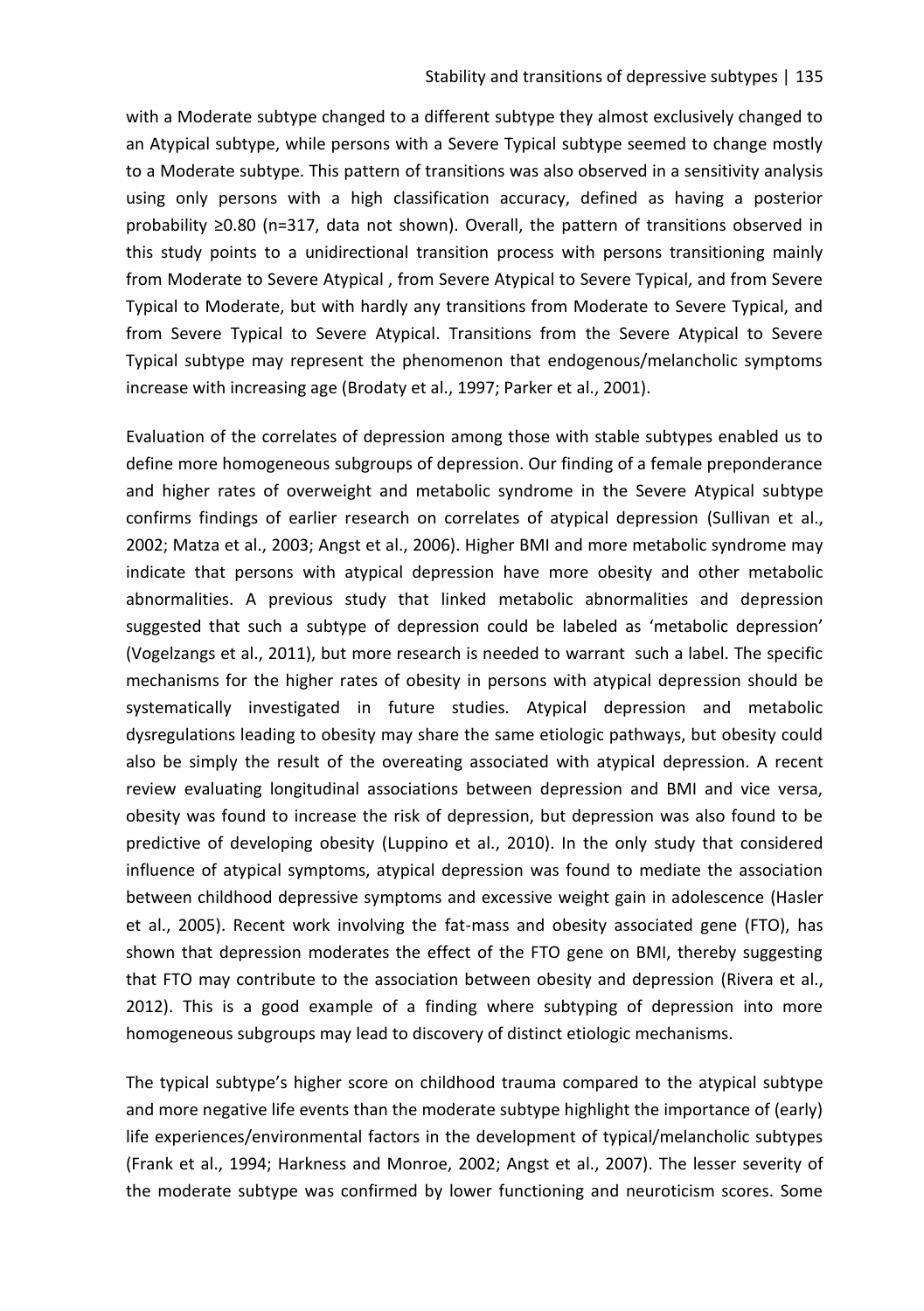with a Moderate subtype changed to a different subtype they almost exclusively changed to an Atypical subtype, while persons with a Severe Typical subtype seemed to change mostly to a Moderate subtype. This pattern of transitions was also observed in a sensitivity analysis using only persons with a high classification accuracy, defined as having a posterior probability ≥0.80 (n=317, data not shown). Overall, the pattern of transitions observed in this study points to a unidirectional transition process with persons transitioning mainly from Moderate to Severe Atypical , from Severe Atypical to Severe Typical, and from Severe Typical to Moderate, but with hardly any transitions from Moderate to Severe Typical, and from Severe Typical to Severe Atypical. Transitions from the Severe Atypical to Severe Typical subtype may represent the phenomenon that endogenous/melancholic symptoms increase with increasing age (Brodaty et al., 1997; Parker et al., 2001).

Evaluation of the correlates of depression among those with stable subtypes enabled us to define more homogeneous subgroups of depression. Our finding of a female preponderance and higher rates of overweight and metabolic syndrome in the Severe Atypical subtype confirms findings of earlier research on correlates of atypical depression (Sullivan et al., 2002; Matza et al., 2003; Angst et al., 2006). Higher BMI and more metabolic syndrome may indicate that persons with atypical depression have more obesity and other metabolic abnormalities. A previous study that linked metabolic abnormalities and depression suggested that such a subtype of depression could be labeled as 'metabolic depression' (Vogelzangs et al., 2011), but more research is needed to warrant such a label. The specific mechanisms for the higher rates of obesity in persons with atypical depression should be systematically investigated in future studies. Atypical depression and metabolic dysregulations leading to obesity may share the same etiologic pathways, but obesity could also be simply the result of the overeating associated with atypical depression. A recent review evaluating longitudinal associations between depression and BMI and vice versa, obesity was found to increase the risk of depression, but depression was also found to be predictive of developing obesity (Luppino et al., 2010). In the only study that considered influence of atypical symptoms, atypical depression was found to mediate the association between childhood depressive symptoms and excessive weight gain in adolescence (Hasler et al., 2005). Recent work involving the fat-mass and obesity associated gene (FTO), has shown that depression moderates the effect of the FTO gene on BMI, thereby suggesting that FTO may contribute to the association between obesity and depression (Rivera et al., 2012). This is a good example of a finding where subtyping of depression into more homogeneous subgroups may lead to discovery of distinct etiologic mechanisms.

The typical subtype's higher score on childhood trauma compared to the atypical subtype and more negative life events than the moderate subtype highlight the importance of (early) life experiences/environmental factors in the development of typical/melancholic subtypes (Frank et al., 1994; Harkness and Monroe, 2002; Angst et al., 2007). The lesser severity of the moderate subtype was confirmed by lower functioning and neuroticism scores. Some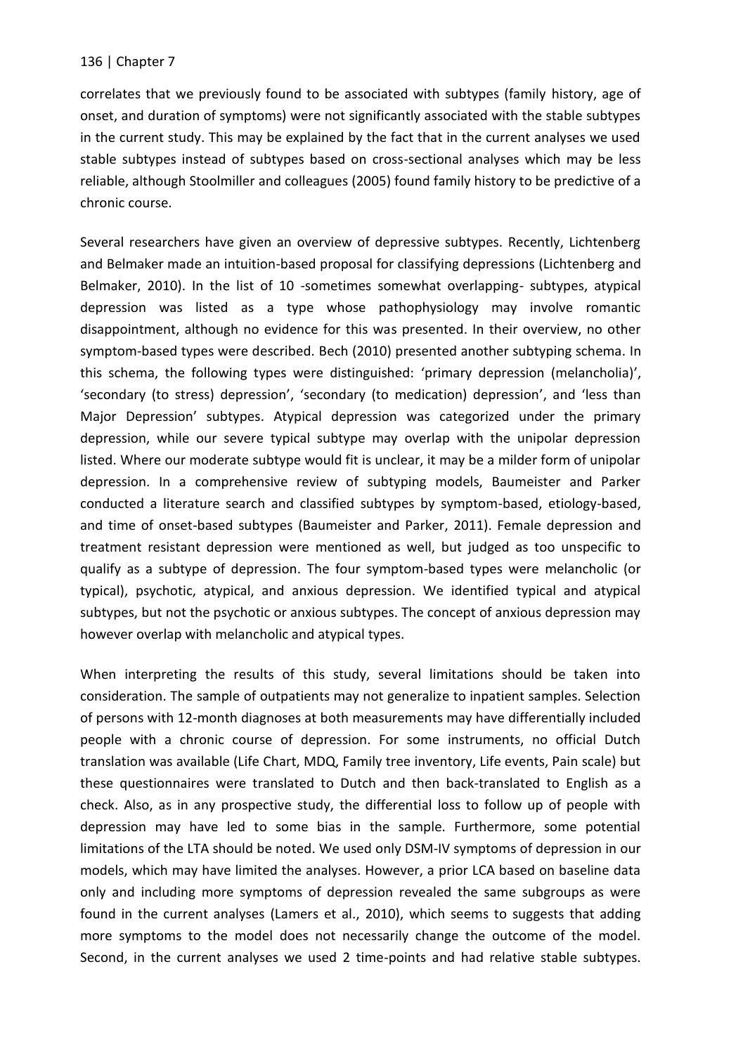correlates that we previously found to be associated with subtypes (family history, age of onset, and duration of symptoms) were not significantly associated with the stable subtypes in the current study. This may be explained by the fact that in the current analyses we used stable subtypes instead of subtypes based on cross-sectional analyses which may be less reliable, although Stoolmiller and colleagues (2005) found family history to be predictive of a chronic course.

Several researchers have given an overview of depressive subtypes. Recently, Lichtenberg and Belmaker made an intuition-based proposal for classifying depressions (Lichtenberg and Belmaker, 2010). In the list of 10 -sometimes somewhat overlapping- subtypes, atypical depression was listed as a type whose pathophysiology may involve romantic disappointment, although no evidence for this was presented. In their overview, no other symptom-based types were described. Bech (2010) presented another subtyping schema. In this schema, the following types were distinguished: 'primary depression (melancholia)', 'secondary (to stress) depression', 'secondary (to medication) depression', and 'less than Major Depression' subtypes. Atypical depression was categorized under the primary depression, while our severe typical subtype may overlap with the unipolar depression listed. Where our moderate subtype would fit is unclear, it may be a milder form of unipolar depression. In a comprehensive review of subtyping models, Baumeister and Parker conducted a literature search and classified subtypes by symptom-based, etiology-based, and time of onset-based subtypes (Baumeister and Parker, 2011). Female depression and treatment resistant depression were mentioned as well, but judged as too unspecific to qualify as a subtype of depression. The four symptom-based types were melancholic (or typical), psychotic, atypical, and anxious depression. We identified typical and atypical subtypes, but not the psychotic or anxious subtypes. The concept of anxious depression may however overlap with melancholic and atypical types.

When interpreting the results of this study, several limitations should be taken into consideration. The sample of outpatients may not generalize to inpatient samples. Selection of persons with 12-month diagnoses at both measurements may have differentially included people with a chronic course of depression. For some instruments, no official Dutch translation was available (Life Chart, MDQ, Family tree inventory, Life events, Pain scale) but these questionnaires were translated to Dutch and then back-translated to English as a check. Also, as in any prospective study, the differential loss to follow up of people with depression may have led to some bias in the sample. Furthermore, some potential limitations of the LTA should be noted. We used only DSM-IV symptoms of depression in our models, which may have limited the analyses. However, a prior LCA based on baseline data only and including more symptoms of depression revealed the same subgroups as were found in the current analyses (Lamers et al., 2010), which seems to suggests that adding more symptoms to the model does not necessarily change the outcome of the model. Second, in the current analyses we used 2 time-points and had relative stable subtypes.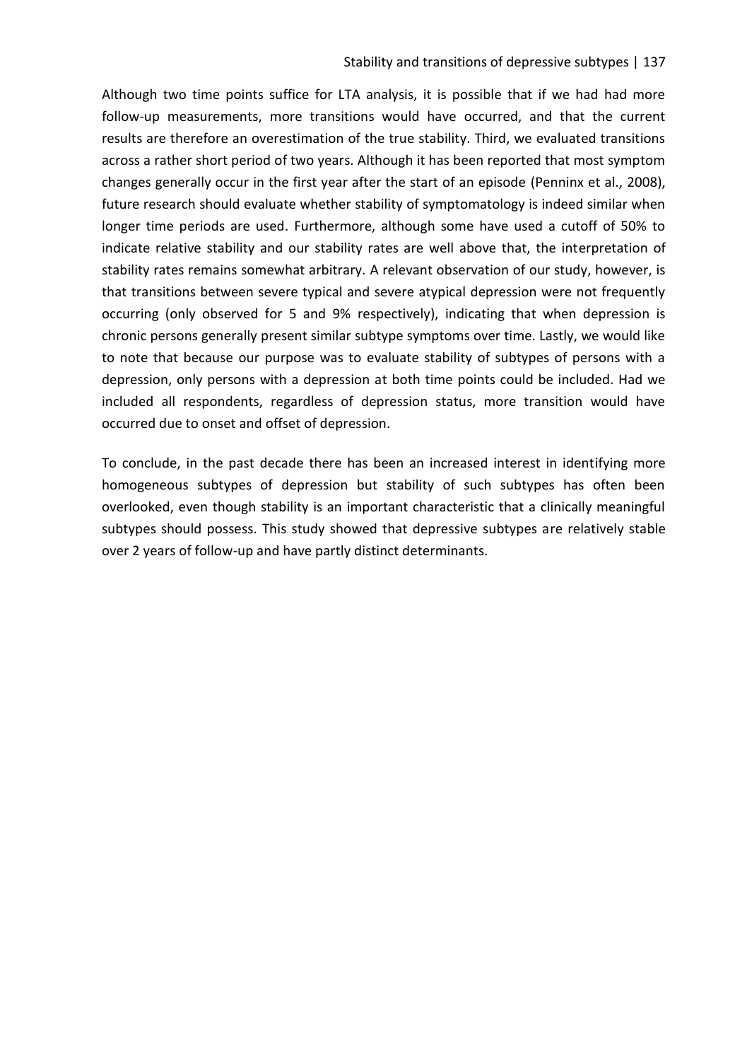Although two time points suffice for LTA analysis, it is possible that if we had had more follow-up measurements, more transitions would have occurred, and that the current results are therefore an overestimation of the true stability. Third, we evaluated transitions across a rather short period of two years. Although it has been reported that most symptom changes generally occur in the first year after the start of an episode (Penninx et al., 2008), future research should evaluate whether stability of symptomatology is indeed similar when longer time periods are used. Furthermore, although some have used a cutoff of 50% to indicate relative stability and our stability rates are well above that, the interpretation of stability rates remains somewhat arbitrary. A relevant observation of our study, however, is that transitions between severe typical and severe atypical depression were not frequently occurring (only observed for 5 and 9% respectively), indicating that when depression is chronic persons generally present similar subtype symptoms over time. Lastly, we would like to note that because our purpose was to evaluate stability of subtypes of persons with a depression, only persons with a depression at both time points could be included. Had we included all respondents, regardless of depression status, more transition would have occurred due to onset and offset of depression.

To conclude, in the past decade there has been an increased interest in identifying more homogeneous subtypes of depression but stability of such subtypes has often been overlooked, even though stability is an important characteristic that a clinically meaningful subtypes should possess. This study showed that depressive subtypes are relatively stable over 2 years of follow-up and have partly distinct determinants.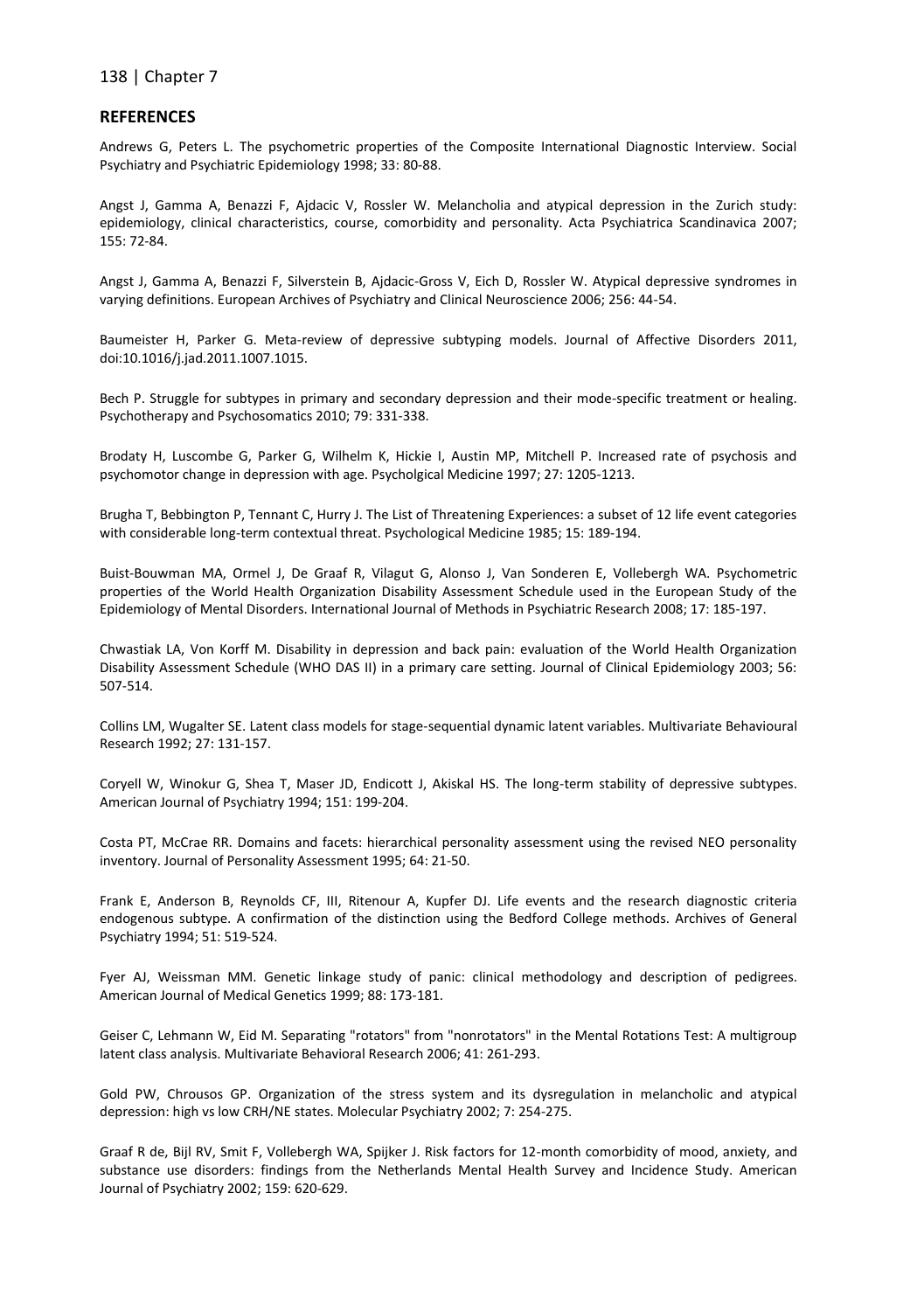## REFERENCES

Andrews G, Peters L. The psychometric properties of the Composite International Diagnostic Interview. Social Psychiatry and Psychiatric Epidemiology 1998; 33: 80-88.

Angst J, Gamma A, Benazzi F, Ajdacic V, Rossler W. Melancholia and atypical depression in the Zurich study: epidemiology, clinical characteristics, course, comorbidity and personality. Acta Psychiatrica Scandinavica 2007; 155: 72-84.

Angst J, Gamma A, Benazzi F, Silverstein B, Ajdacic-Gross V, Eich D, Rossler W. Atypical depressive syndromes in varying definitions. European Archives of Psychiatry and Clinical Neuroscience 2006; 256: 44-54.

Baumeister H, Parker G. Meta-review of depressive subtyping models. Journal of Affective Disorders 2011, doi:10.1016/j.jad.2011.1007.1015.

Bech P. Struggle for subtypes in primary and secondary depression and their mode-specific treatment or healing. Psychotherapy and Psychosomatics 2010; 79: 331-338.

Brodaty H, Luscombe G, Parker G, Wilhelm K, Hickie I, Austin MP, Mitchell P. Increased rate of psychosis and psychomotor change in depression with age. Psycholgical Medicine 1997; 27: 1205-1213.

Brugha T, Bebbington P, Tennant C, Hurry J. The List of Threatening Experiences: a subset of 12 life event categories with considerable long-term contextual threat. Psychological Medicine 1985; 15: 189-194.

Buist-Bouwman MA, Ormel J, De Graaf R, Vilagut G, Alonso J, Van Sonderen E, Vollebergh WA. Psychometric properties of the World Health Organization Disability Assessment Schedule used in the European Study of the Epidemiology of Mental Disorders. International Journal of Methods in Psychiatric Research 2008; 17: 185-197.

Chwastiak LA, Von Korff M. Disability in depression and back pain: evaluation of the World Health Organization Disability Assessment Schedule (WHO DAS II) in a primary care setting. Journal of Clinical Epidemiology 2003; 56: 507-514.

Collins LM, Wugalter SE. Latent class models for stage-sequential dynamic latent variables. Multivariate Behavioural Research 1992; 27: 131-157.

Coryell W, Winokur G, Shea T, Maser JD, Endicott J, Akiskal HS. The long-term stability of depressive subtypes. American Journal of Psychiatry 1994; 151: 199-204.

Costa PT, McCrae RR. Domains and facets: hierarchical personality assessment using the revised NEO personality inventory. Journal of Personality Assessment 1995; 64: 21-50.

Frank E, Anderson B, Reynolds CF, III, Ritenour A, Kupfer DJ. Life events and the research diagnostic criteria endogenous subtype. A confirmation of the distinction using the Bedford College methods. Archives of General Psychiatry 1994; 51: 519-524.

Fyer AJ, Weissman MM. Genetic linkage study of panic: clinical methodology and description of pedigrees. American Journal of Medical Genetics 1999; 88: 173-181.

Geiser C, Lehmann W, Eid M. Separating "rotators" from "nonrotators" in the Mental Rotations Test: A multigroup latent class analysis. Multivariate Behavioral Research 2006; 41: 261-293.

Gold PW, Chrousos GP. Organization of the stress system and its dysregulation in melancholic and atypical depression: high vs low CRH/NE states. Molecular Psychiatry 2002; 7: 254-275.

Graaf R de, Bijl RV, Smit F, Vollebergh WA, Spijker J. Risk factors for 12-month comorbidity of mood, anxiety, and substance use disorders: findings from the Netherlands Mental Health Survey and Incidence Study. American Journal of Psychiatry 2002; 159: 620-629.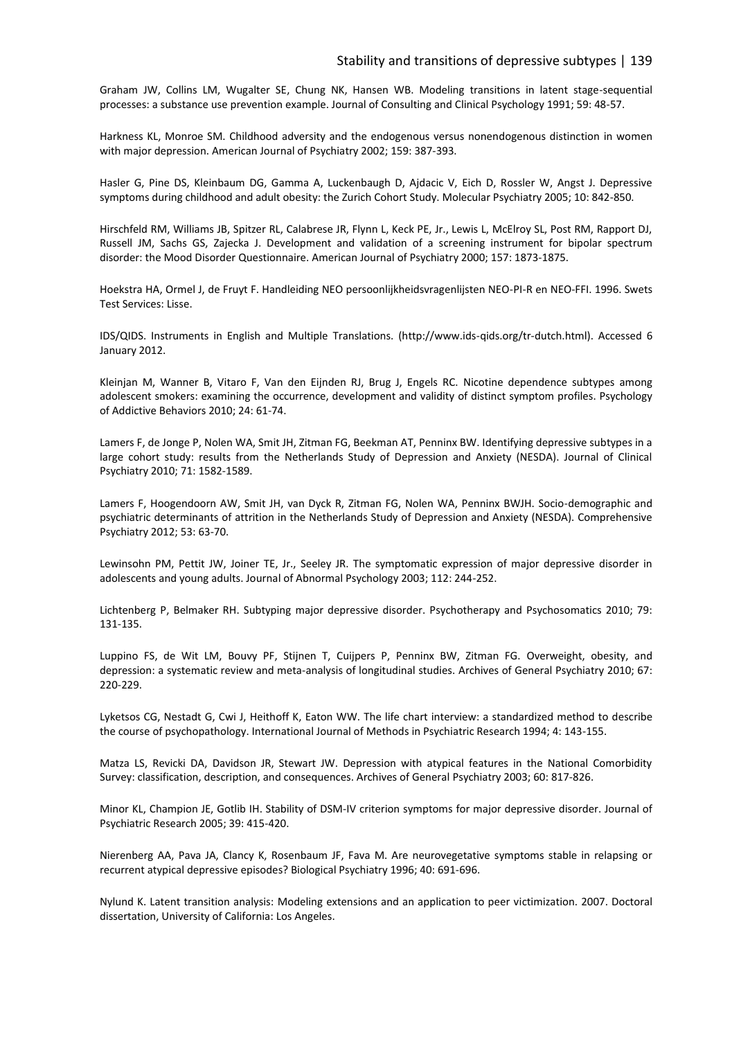Graham JW, Collins LM, Wugalter SE, Chung NK, Hansen WB. Modeling transitions in latent stage-sequential processes: a substance use prevention example. Journal of Consulting and Clinical Psychology 1991; 59: 48-57.

Harkness KL, Monroe SM. Childhood adversity and the endogenous versus nonendogenous distinction in women with major depression. American Journal of Psychiatry 2002; 159: 387-393.

Hasler G, Pine DS, Kleinbaum DG, Gamma A, Luckenbaugh D, Ajdacic V, Eich D, Rossler W, Angst J. Depressive symptoms during childhood and adult obesity: the Zurich Cohort Study. Molecular Psychiatry 2005; 10: 842-850.

Hirschfeld RM, Williams JB, Spitzer RL, Calabrese JR, Flynn L, Keck PE, Jr., Lewis L, McElroy SL, Post RM, Rapport DJ, Russell JM, Sachs GS, Zajecka J. Development and validation of a screening instrument for bipolar spectrum disorder: the Mood Disorder Questionnaire. American Journal of Psychiatry 2000; 157: 1873-1875.

Hoekstra HA, Ormel J, de Fruyt F. Handleiding NEO persoonlijkheidsvragenlijsten NEO-PI-R en NEO-FFI. 1996. Swets Test Services: Lisse.

IDS/QIDS. Instruments in English and Multiple Translations. (http://www.ids-qids.org/tr-dutch.html). Accessed 6 January 2012.

Kleinjan M, Wanner B, Vitaro F, Van den Eijnden RJ, Brug J, Engels RC. Nicotine dependence subtypes among adolescent smokers: examining the occurrence, development and validity of distinct symptom profiles. Psychology of Addictive Behaviors 2010; 24: 61-74.

Lamers F, de Jonge P, Nolen WA, Smit JH, Zitman FG, Beekman AT, Penninx BW. Identifying depressive subtypes in a large cohort study: results from the Netherlands Study of Depression and Anxiety (NESDA). Journal of Clinical Psychiatry 2010; 71: 1582-1589.

Lamers F, Hoogendoorn AW, Smit JH, van Dyck R, Zitman FG, Nolen WA, Penninx BWJH. Socio-demographic and psychiatric determinants of attrition in the Netherlands Study of Depression and Anxiety (NESDA). Comprehensive Psychiatry 2012; 53: 63-70.

Lewinsohn PM, Pettit JW, Joiner TE, Jr., Seeley JR. The symptomatic expression of major depressive disorder in adolescents and young adults. Journal of Abnormal Psychology 2003; 112: 244-252.

Lichtenberg P, Belmaker RH. Subtyping major depressive disorder. Psychotherapy and Psychosomatics 2010; 79: 131-135.

Luppino FS, de Wit LM, Bouvy PF, Stijnen T, Cuijpers P, Penninx BW, Zitman FG. Overweight, obesity, and depression: a systematic review and meta-analysis of longitudinal studies. Archives of General Psychiatry 2010; 67: 220-229.

Lyketsos CG, Nestadt G, Cwi J, Heithoff K, Eaton WW. The life chart interview: a standardized method to describe the course of psychopathology. International Journal of Methods in Psychiatric Research 1994; 4: 143-155.

Matza LS, Revicki DA, Davidson JR, Stewart JW. Depression with atypical features in the National Comorbidity Survey: classification, description, and consequences. Archives of General Psychiatry 2003; 60: 817-826.

Minor KL, Champion JE, Gotlib IH. Stability of DSM-IV criterion symptoms for major depressive disorder. Journal of Psychiatric Research 2005; 39: 415-420.

Nierenberg AA, Pava JA, Clancy K, Rosenbaum JF, Fava M. Are neurovegetative symptoms stable in relapsing or recurrent atypical depressive episodes? Biological Psychiatry 1996; 40: 691-696.

Nylund K. Latent transition analysis: Modeling extensions and an application to peer victimization. 2007. Doctoral dissertation, University of California: Los Angeles.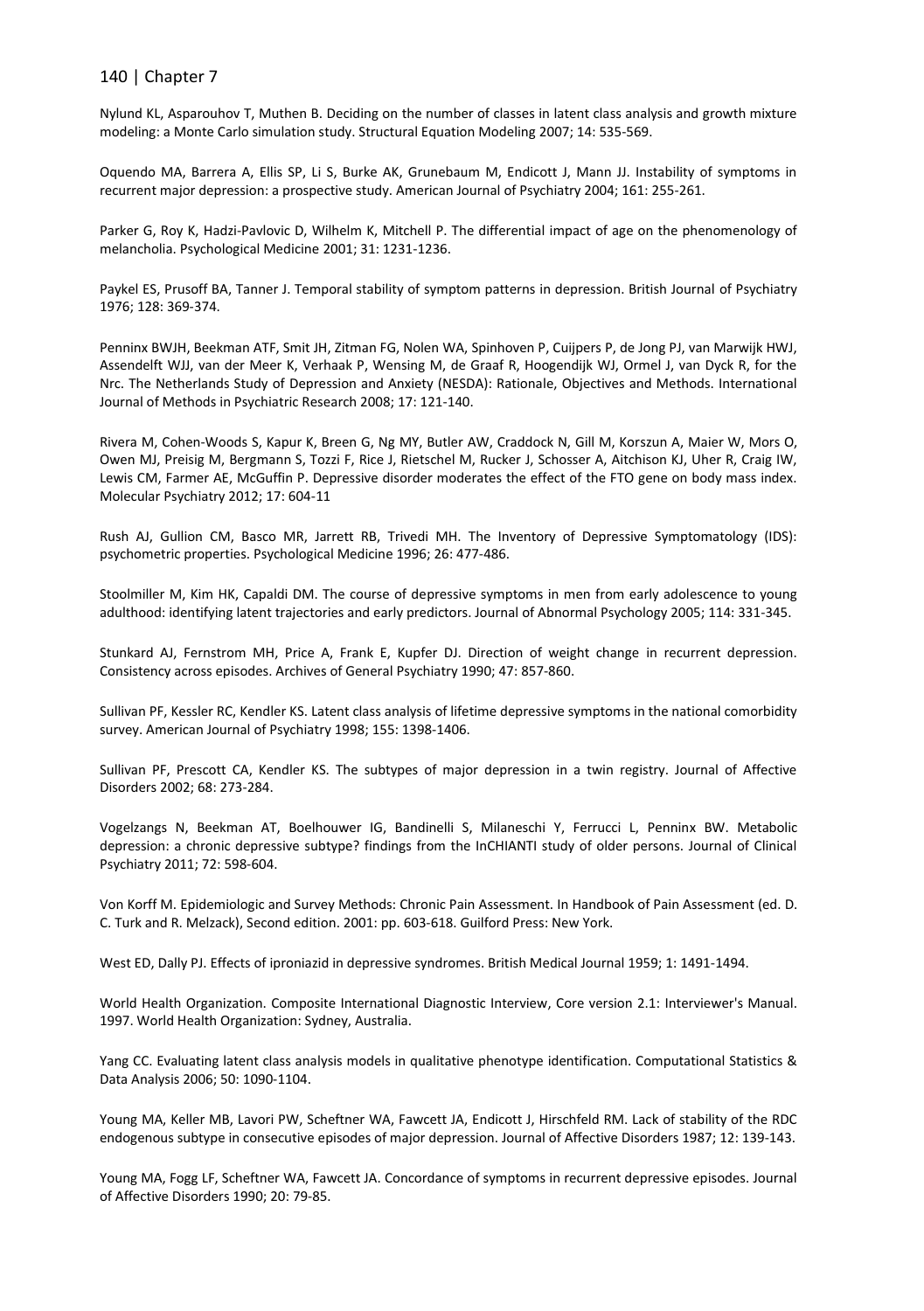Nylund KL, Asparouhov T, Muthen B. Deciding on the number of classes in latent class analysis and growth mixture modeling: a Monte Carlo simulation study. Structural Equation Modeling 2007; 14: 535-569.

Oquendo MA, Barrera A, Ellis SP, Li S, Burke AK, Grunebaum M, Endicott J, Mann JJ. Instability of symptoms in recurrent major depression: a prospective study. American Journal of Psychiatry 2004; 161: 255-261.

Parker G, Roy K, Hadzi-Pavlovic D, Wilhelm K, Mitchell P. The differential impact of age on the phenomenology of melancholia. Psychological Medicine 2001; 31: 1231-1236.

Paykel ES, Prusoff BA, Tanner J. Temporal stability of symptom patterns in depression. British Journal of Psychiatry 1976; 128: 369-374.

Penninx BWJH, Beekman ATF, Smit JH, Zitman FG, Nolen WA, Spinhoven P, Cuijpers P, de Jong PJ, van Marwijk HWJ, Assendelft WJJ, van der Meer K, Verhaak P, Wensing M, de Graaf R, Hoogendijk WJ, Ormel J, van Dyck R, for the Nrc. The Netherlands Study of Depression and Anxiety (NESDA): Rationale, Objectives and Methods. International Journal of Methods in Psychiatric Research 2008; 17: 121-140.

Rivera M, Cohen-Woods S, Kapur K, Breen G, Ng MY, Butler AW, Craddock N, Gill M, Korszun A, Maier W, Mors O, Owen MJ, Preisig M, Bergmann S, Tozzi F, Rice J, Rietschel M, Rucker J, Schosser A, Aitchison KJ, Uher R, Craig IW, Lewis CM, Farmer AE, McGuffin P. Depressive disorder moderates the effect of the FTO gene on body mass index. Molecular Psychiatry 2012; 17: 604-11

Rush AJ, Gullion CM, Basco MR, Jarrett RB, Trivedi MH. The Inventory of Depressive Symptomatology (IDS): psychometric properties. Psychological Medicine 1996; 26: 477-486.

Stoolmiller M, Kim HK, Capaldi DM. The course of depressive symptoms in men from early adolescence to young adulthood: identifying latent trajectories and early predictors. Journal of Abnormal Psychology 2005; 114: 331-345.

Stunkard AJ, Fernstrom MH, Price A, Frank E, Kupfer DJ. Direction of weight change in recurrent depression. Consistency across episodes. Archives of General Psychiatry 1990; 47: 857-860.

Sullivan PF, Kessler RC, Kendler KS. Latent class analysis of lifetime depressive symptoms in the national comorbidity survey. American Journal of Psychiatry 1998; 155: 1398-1406.

Sullivan PF, Prescott CA, Kendler KS. The subtypes of major depression in a twin registry. Journal of Affective Disorders 2002; 68: 273-284.

Vogelzangs N, Beekman AT, Boelhouwer IG, Bandinelli S, Milaneschi Y, Ferrucci L, Penninx BW. Metabolic depression: a chronic depressive subtype? findings from the InCHIANTI study of older persons. Journal of Clinical Psychiatry 2011; 72: 598-604.

Von Korff M. Epidemiologic and Survey Methods: Chronic Pain Assessment. In Handbook of Pain Assessment (ed. D. C. Turk and R. Melzack), Second edition. 2001: pp. 603-618. Guilford Press: New York.

West ED, Dally PJ. Effects of iproniazid in depressive syndromes. British Medical Journal 1959; 1: 1491-1494.

World Health Organization. Composite International Diagnostic Interview, Core version 2.1: Interviewer's Manual. 1997. World Health Organization: Sydney, Australia.

Yang CC. Evaluating latent class analysis models in qualitative phenotype identification. Computational Statistics & Data Analysis 2006; 50: 1090-1104.

Young MA, Keller MB, Lavori PW, Scheftner WA, Fawcett JA, Endicott J, Hirschfeld RM. Lack of stability of the RDC endogenous subtype in consecutive episodes of major depression. Journal of Affective Disorders 1987; 12: 139-143.

Young MA, Fogg LF, Scheftner WA, Fawcett JA. Concordance of symptoms in recurrent depressive episodes. Journal of Affective Disorders 1990; 20: 79-85.